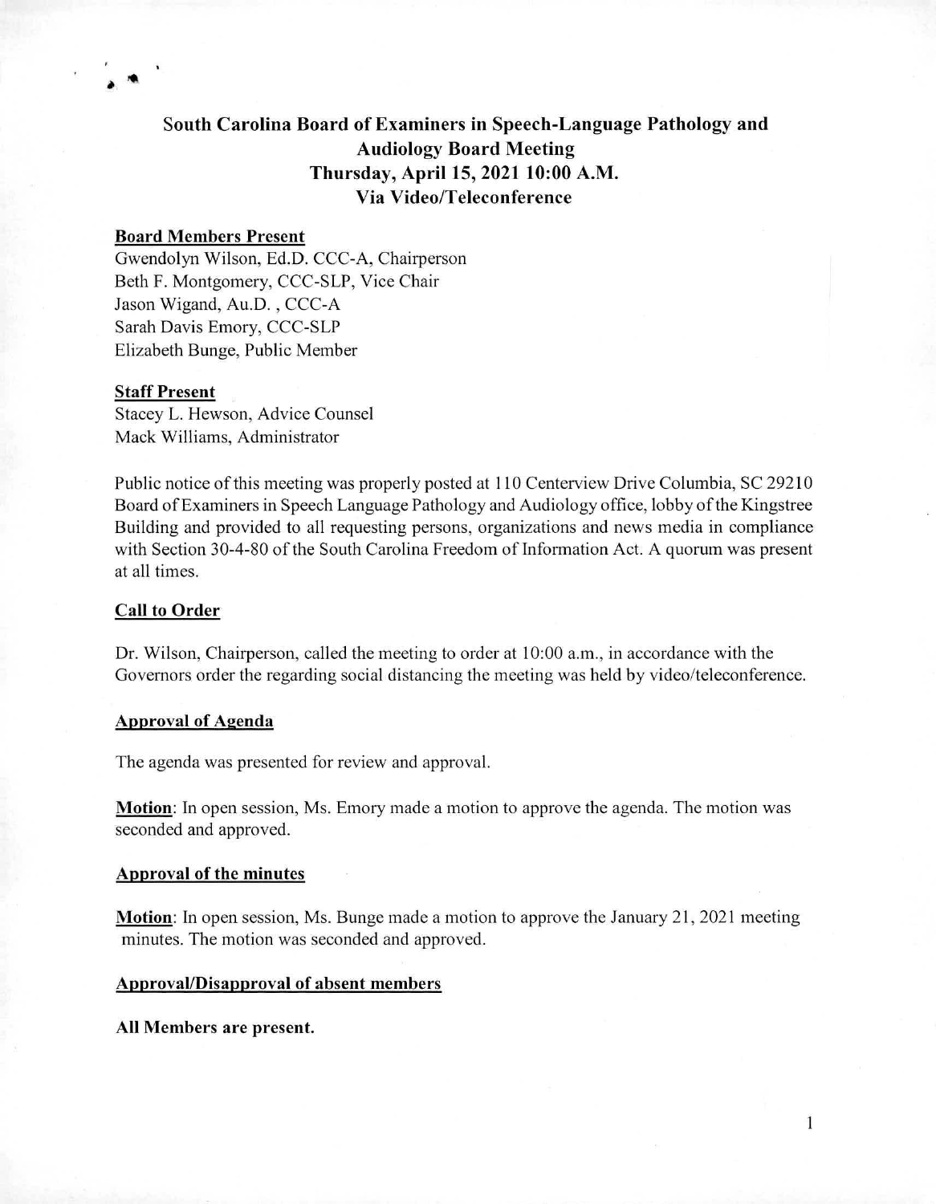# South Carolina Board of Examiners in Speech-Language Pathology and Audiology Board Meeting
## Thursday, April 15, 2021 10:00 A.M.
## Via Video/Teleconference

**Board Members Present**

Gwendolyn Wilson, Ed.D. CCC-A, Chairperson
Beth F. Montgomery, CCC-SLP, Vice Chair
Jason Wigand, Au.D. , CCC-A
Sarah Davis Emory, CCC-SLP
Elizabeth Bunge, Public Member

**Staff Present**

Stacey L. Hewson, Advice Counsel
Mack Williams, Administrator

Public notice of this meeting was properly posted at 110 Centerview Drive Columbia, SC 29210 Board of Examiners in Speech Language Pathology and Audiology office, lobby of the Kingstree Building and provided to all requesting persons, organizations and news media in compliance with Section 30-4-80 of the South Carolina Freedom of Information Act. A quorum was present at all times.

**Call to Order**

Dr. Wilson, Chairperson, called the meeting to order at 10:00 a.m., in accordance with the Governors order the regarding social distancing the meeting was held by video/teleconference.

**Approval of Agenda**

The agenda was presented for review and approval.

**Motion**: In open session, Ms. Emory made a motion to approve the agenda. The motion was seconded and approved.

**Approval of the minutes**

**Motion**: In open session, Ms. Bunge made a motion to approve the January 21, 2021 meeting minutes. The motion was seconded and approved.

**Approval/Disapproval of absent members**

**All Members are present.**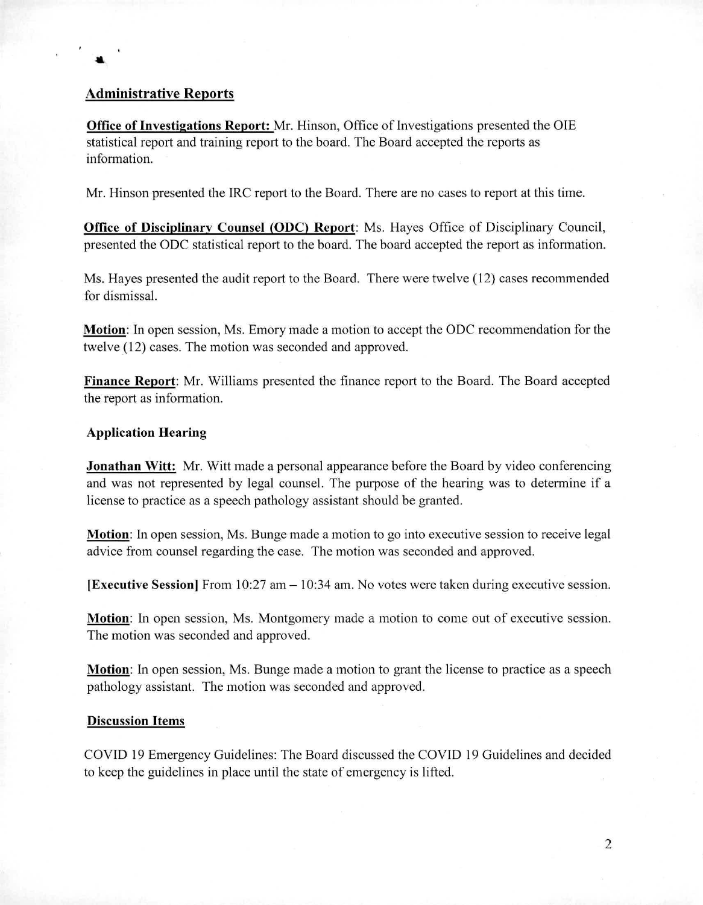## Administrative Reports

**Office of Investigations Report:** Mr. Hinson, Office of Investigations presented the OIE statistical report and training report to the board. The Board accepted the reports as information.

Mr. Hinson presented the IRC report to the Board. There are no cases to report at this time.

**Office of Disciplinary Counsel (ODC) Report**: Ms. Hayes Office of Disciplinary Council, presented the ODC statistical report to the board. The board accepted the report as information.

Ms. Hayes presented the audit report to the Board. There were twelve (12) cases recommended for dismissal.

**Motion**: In open session, Ms. Emory made a motion to accept the ODC recommendation for the twelve (12) cases. The motion was seconded and approved.

**Finance Report**: Mr. Williams presented the finance report to the Board. The Board accepted the report as information.

### Application Hearing

**Jonathan Witt:** Mr. Witt made a personal appearance before the Board by video conferencing and was not represented by legal counsel. The purpose of the hearing was to determine if a license to practice as a speech pathology assistant should be granted.

**Motion**: In open session, Ms. Bunge made a motion to go into executive session to receive legal advice from counsel regarding the case. The motion was seconded and approved.

**[Executive Session]** From 10:27 am – 10:34 am. No votes were taken during executive session.

**Motion**: In open session, Ms. Montgomery made a motion to come out of executive session. The motion was seconded and approved.

**Motion**: In open session, Ms. Bunge made a motion to grant the license to practice as a speech pathology assistant. The motion was seconded and approved.

## Discussion Items

COVID 19 Emergency Guidelines: The Board discussed the COVID 19 Guidelines and decided to keep the guidelines in place until the state of emergency is lifted.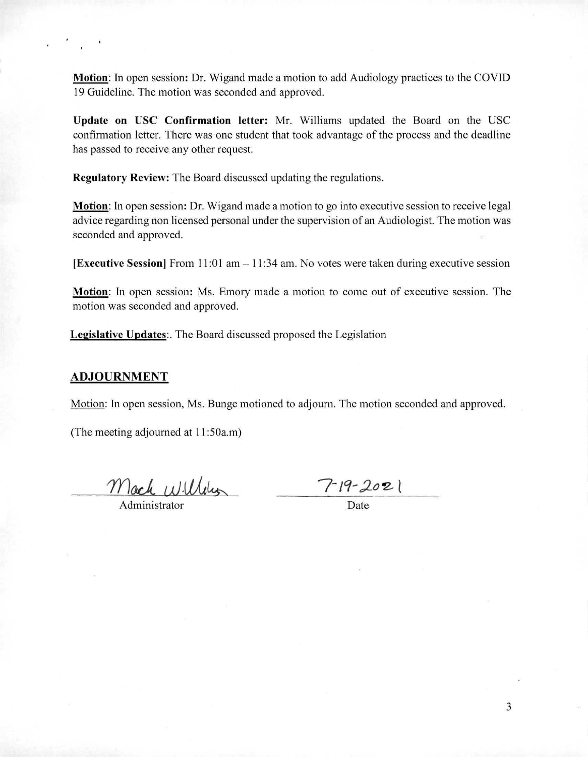**Motion**: In open session**:** Dr. Wigand made a motion to add Audiology practices to the COVID 19 Guideline. The motion was seconded and approved.

**Update on USC Confirmation letter:** Mr. Williams updated the Board on the USC confirmation letter. There was one student that took advantage of the process and the deadline has passed to receive any other request.

**Regulatory Review:** The Board discussed updating the regulations.

**Motion**: In open session**:** Dr. Wigand made a motion to go into executive session to receive legal advice regarding non licensed personal under the supervision of an Audiologist. The motion was seconded and approved.

**[Executive Session]** From 11:01 am – 11:34 am. No votes were taken during executive session

**Motion**: In open session**:** Ms. Emory made a motion to come out of executive session. The motion was seconded and approved.

**Legislative Updates**:. The Board discussed proposed the Legislation

## ADJOURNMENT

Motion: In open session, Ms. Bunge motioned to adjourn. The motion seconded and approved.

(The meeting adjourned at 11:50a.m)

Mack Williams — Administrator

7-19-2021 — Date